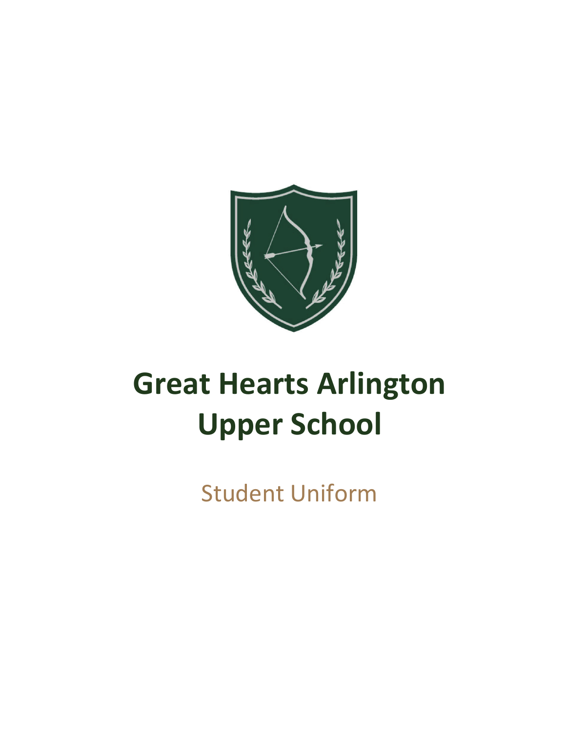# Great Hearts Arlington Upper School

Student Uniform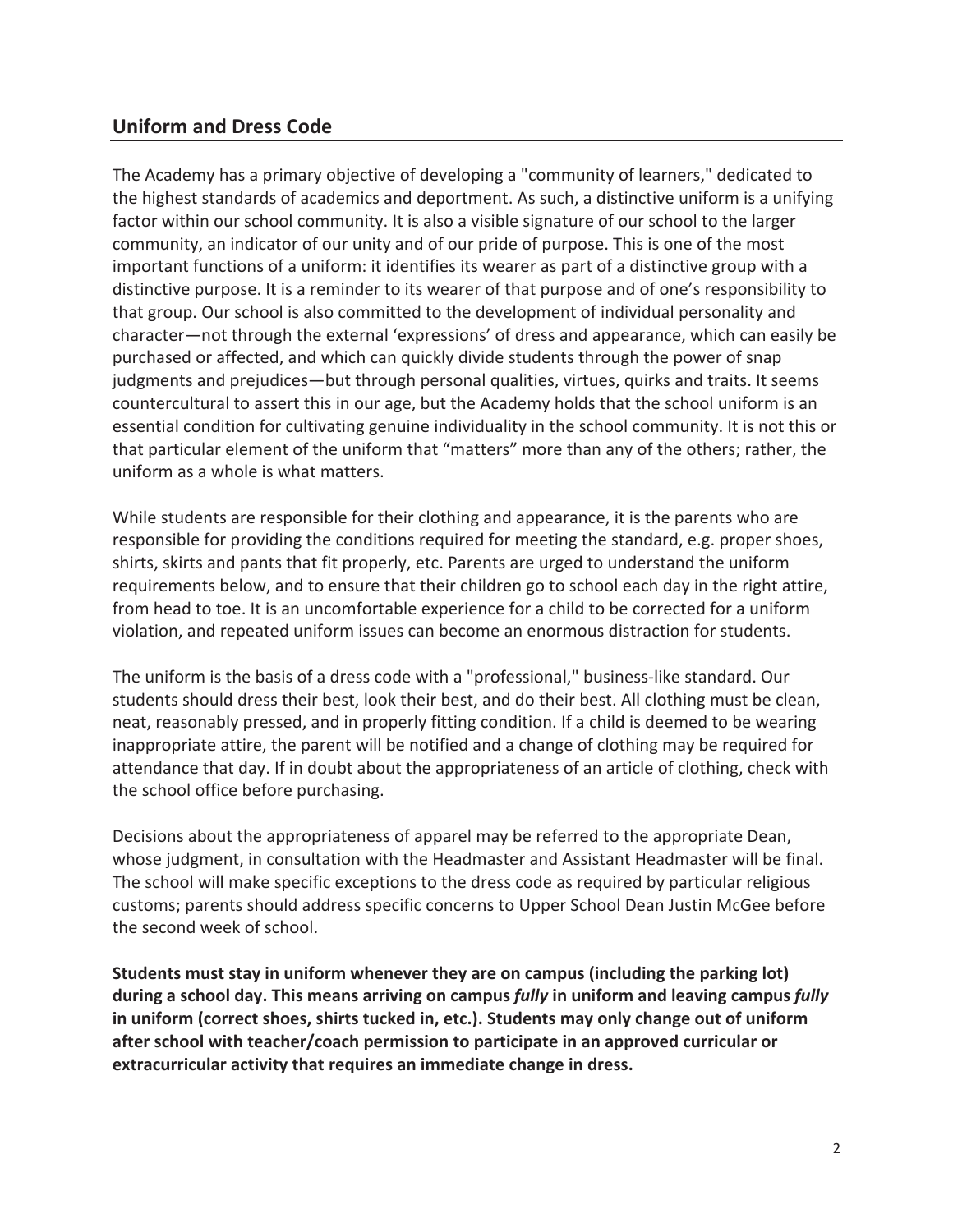## Uniform and Dress Code

The Academy has a primary objective of developing a "community of learners," dedicated to the highest standards of academics and deportment. As such, a distinctive uniform is a unifying factor within our school community. It is also a visible signature of our school to the larger community, an indicator of our unity and of our pride of purpose. This is one of the most important functions of a uniform: it identifies its wearer as part of a distinctive group with a distinctive purpose. It is a reminder to its wearer of that purpose and of one's responsibility to that group. Our school is also committed to the development of individual personality and character—not through the external 'expressions' of dress and appearance, which can easily be purchased or affected, and which can quickly divide students through the power of snap judgments and prejudices—but through personal qualities, virtues, quirks and traits. It seems countercultural to assert this in our age, but the Academy holds that the school uniform is an essential condition for cultivating genuine individuality in the school community. It is not this or that particular element of the uniform that "matters" more than any of the others; rather, the uniform as a whole is what matters.

While students are responsible for their clothing and appearance, it is the parents who are responsible for providing the conditions required for meeting the standard, e.g. proper shoes, shirts, skirts and pants that fit properly, etc. Parents are urged to understand the uniform requirements below, and to ensure that their children go to school each day in the right attire, from head to toe. It is an uncomfortable experience for a child to be corrected for a uniform violation, and repeated uniform issues can become an enormous distraction for students.

The uniform is the basis of a dress code with a "professional," business-like standard. Our students should dress their best, look their best, and do their best. All clothing must be clean, neat, reasonably pressed, and in properly fitting condition. If a child is deemed to be wearing inappropriate attire, the parent will be notified and a change of clothing may be required for attendance that day. If in doubt about the appropriateness of an article of clothing, check with the school office before purchasing.

Decisions about the appropriateness of apparel may be referred to the appropriate Dean, whose judgment, in consultation with the Headmaster and Assistant Headmaster will be final. The school will make specific exceptions to the dress code as required by particular religious customs; parents should address specific concerns to Upper School Dean Justin McGee before the second week of school.

**Students must stay in uniform whenever they are on campus (including the parking lot) during a school day. This means arriving on campus *fully* in uniform and leaving campus *fully* in uniform (correct shoes, shirts tucked in, etc.). Students may only change out of uniform after school with teacher/coach permission to participate in an approved curricular or extracurricular activity that requires an immediate change in dress.**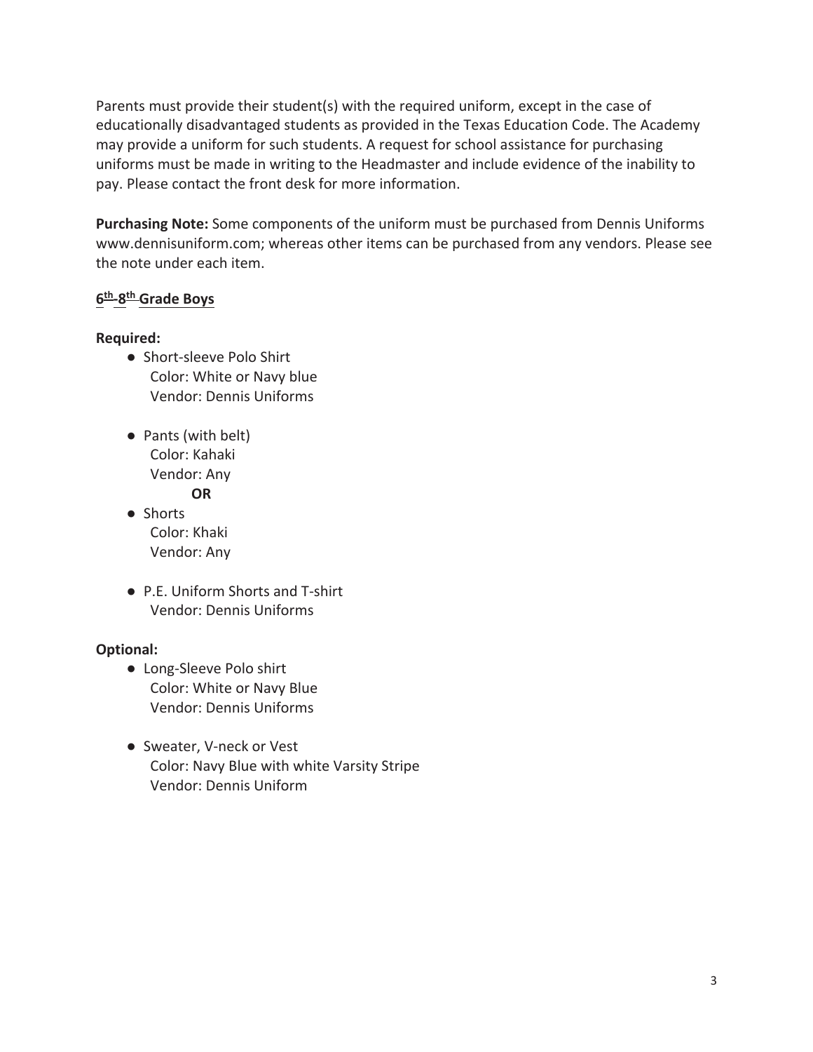Parents must provide their student(s) with the required uniform, except in the case of educationally disadvantaged students as provided in the Texas Education Code. The Academy may provide a uniform for such students. A request for school assistance for purchasing uniforms must be made in writing to the Headmaster and include evidence of the inability to pay. Please contact the front desk for more information.

**Purchasing Note:** Some components of the uniform must be purchased from Dennis Uniforms www.dennisuniform.com; whereas other items can be purchased from any vendors. Please see the note under each item.

## 6th-8th Grade Boys

**Required:**

- Short-sleeve Polo Shirt
  Color: White or Navy blue
  Vendor: Dennis Uniforms

- Pants (with belt)
  Color: Kahaki
  Vendor: Any
  **OR**
- Shorts
  Color: Khaki
  Vendor: Any

- P.E. Uniform Shorts and T-shirt
  Vendor: Dennis Uniforms

**Optional:**

- Long-Sleeve Polo shirt
  Color: White or Navy Blue
  Vendor: Dennis Uniforms

- Sweater, V-neck or Vest
  Color: Navy Blue with white Varsity Stripe
  Vendor: Dennis Uniform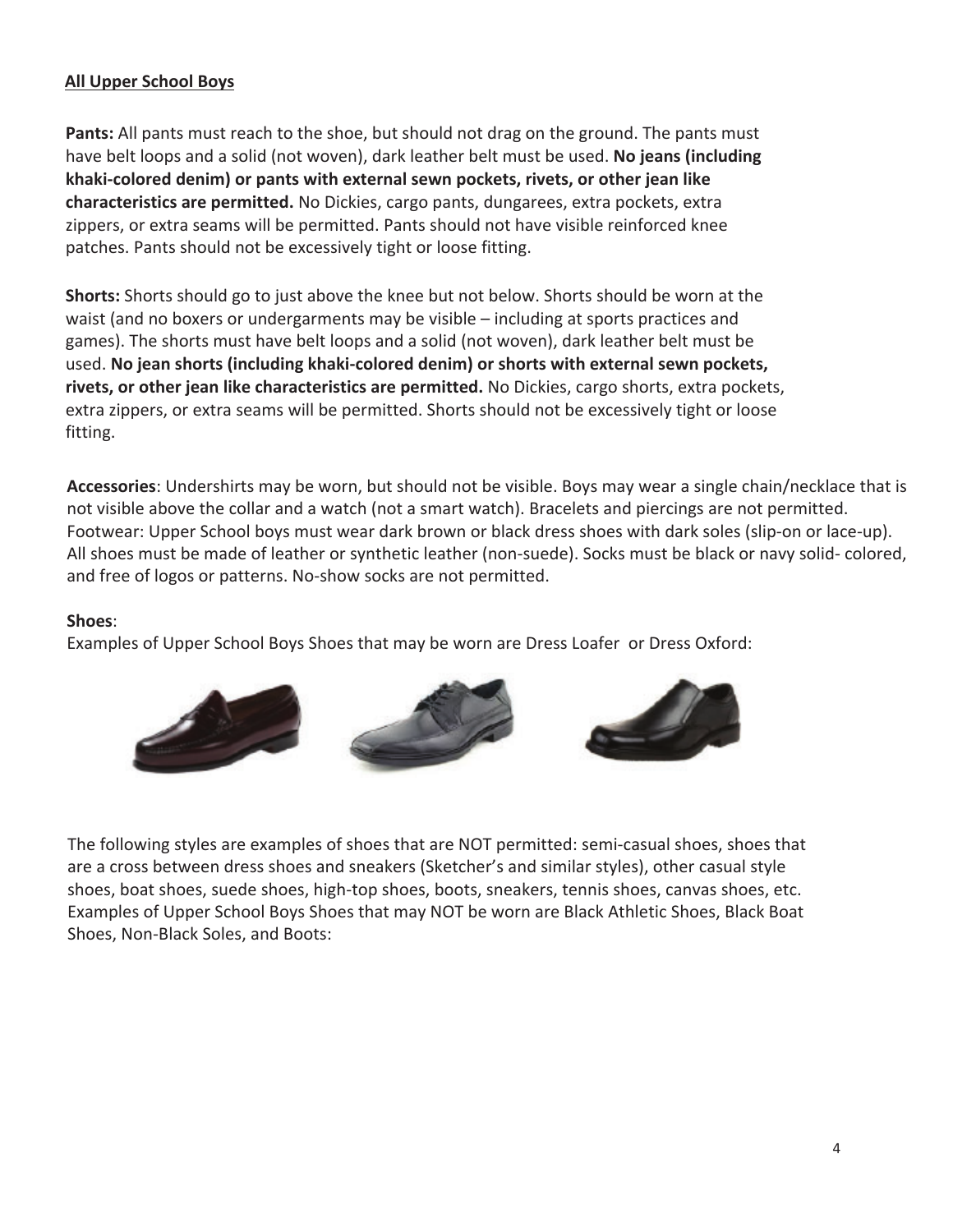## All Upper School Boys

**Pants:** All pants must reach to the shoe, but should not drag on the ground. The pants must have belt loops and a solid (not woven), dark leather belt must be used. **No jeans (including khaki-colored denim) or pants with external sewn pockets, rivets, or other jean like characteristics are permitted.** No Dickies, cargo pants, dungarees, extra pockets, extra zippers, or extra seams will be permitted. Pants should not have visible reinforced knee patches. Pants should not be excessively tight or loose fitting.

**Shorts:** Shorts should go to just above the knee but not below. Shorts should be worn at the waist (and no boxers or undergarments may be visible – including at sports practices and games). The shorts must have belt loops and a solid (not woven), dark leather belt must be used. **No jean shorts (including khaki-colored denim) or shorts with external sewn pockets, rivets, or other jean like characteristics are permitted.** No Dickies, cargo shorts, extra pockets, extra zippers, or extra seams will be permitted. Shorts should not be excessively tight or loose fitting.

**Accessories**: Undershirts may be worn, but should not be visible. Boys may wear a single chain/necklace that is not visible above the collar and a watch (not a smart watch). Bracelets and piercings are not permitted. Footwear: Upper School boys must wear dark brown or black dress shoes with dark soles (slip-on or lace-up). All shoes must be made of leather or synthetic leather (non-suede). Socks must be black or navy solid- colored, and free of logos or patterns. No-show socks are not permitted.

**Shoes**:
Examples of Upper School Boys Shoes that may be worn are Dress Loafer or Dress Oxford:

The following styles are examples of shoes that are NOT permitted: semi-casual shoes, shoes that are a cross between dress shoes and sneakers (Sketcher's and similar styles), other casual style shoes, boat shoes, suede shoes, high-top shoes, boots, sneakers, tennis shoes, canvas shoes, etc. Examples of Upper School Boys Shoes that may NOT be worn are Black Athletic Shoes, Black Boat Shoes, Non-Black Soles, and Boots: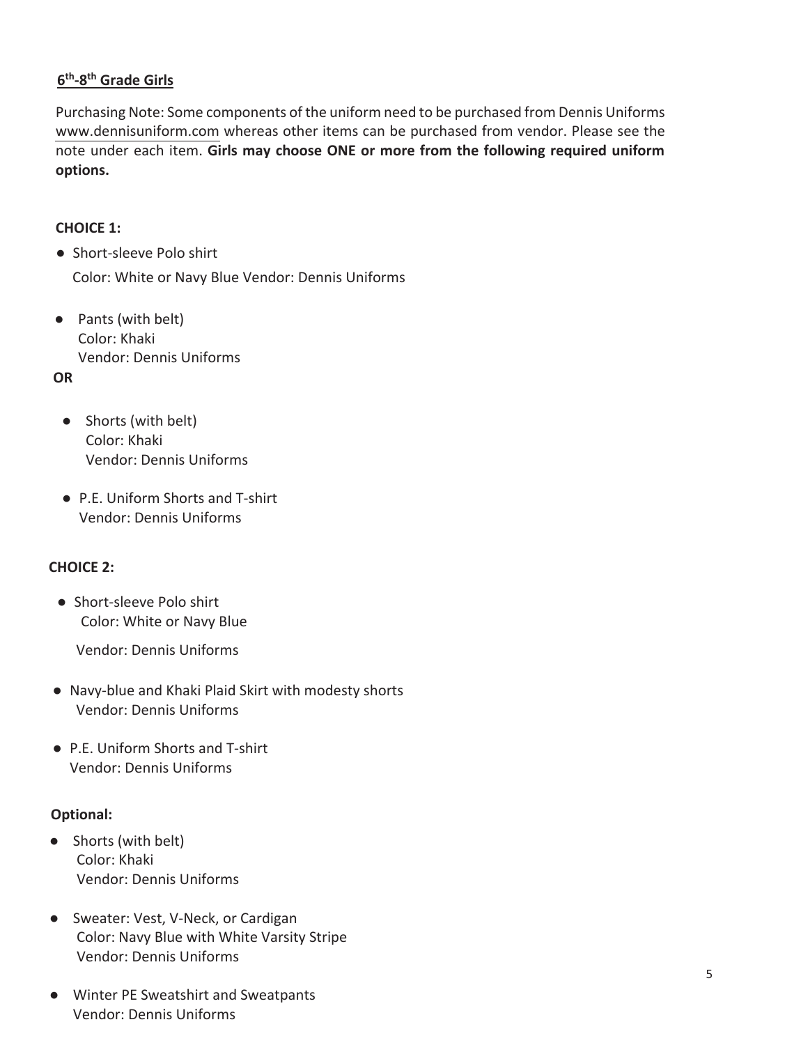## 6th-8th Grade Girls

Purchasing Note: Some components of the uniform need to be purchased from Dennis Uniforms www.dennisuniform.com whereas other items can be purchased from vendor. Please see the note under each item. **Girls may choose ONE or more from the following required uniform options.**

**CHOICE 1:**

- Short-sleeve Polo shirt
  Color: White or Navy Blue Vendor: Dennis Uniforms

- Pants (with belt)
  Color: Khaki
  Vendor: Dennis Uniforms

**OR**

- Shorts (with belt)
  Color: Khaki
  Vendor: Dennis Uniforms

- P.E. Uniform Shorts and T-shirt
  Vendor: Dennis Uniforms

**CHOICE 2:**

- Short-sleeve Polo shirt
  Color: White or Navy Blue

  Vendor: Dennis Uniforms

- Navy-blue and Khaki Plaid Skirt with modesty shorts
  Vendor: Dennis Uniforms

- P.E. Uniform Shorts and T-shirt
  Vendor: Dennis Uniforms

**Optional:**

- Shorts (with belt)
  Color: Khaki
  Vendor: Dennis Uniforms

- Sweater: Vest, V-Neck, or Cardigan
  Color: Navy Blue with White Varsity Stripe
  Vendor: Dennis Uniforms

- Winter PE Sweatshirt and Sweatpants
  Vendor: Dennis Uniforms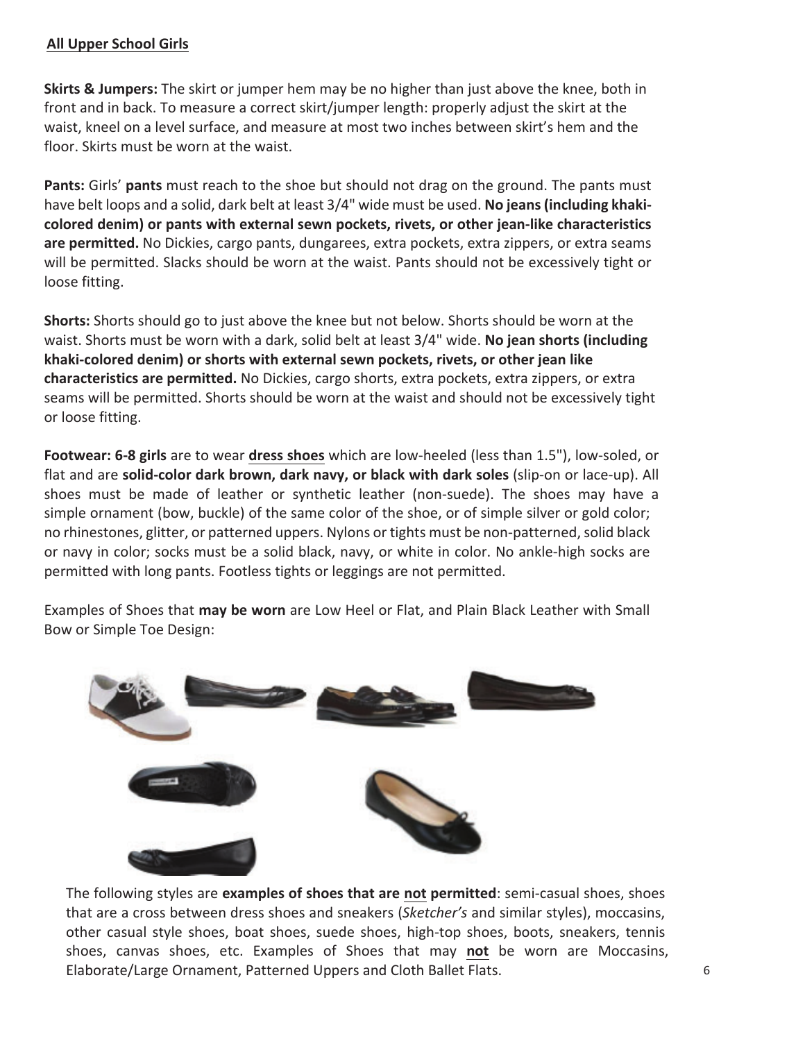**All Upper School Girls**

**Skirts & Jumpers:** The skirt or jumper hem may be no higher than just above the knee, both in front and in back. To measure a correct skirt/jumper length: properly adjust the skirt at the waist, kneel on a level surface, and measure at most two inches between skirt's hem and the floor. Skirts must be worn at the waist.

**Pants:** Girls' **pants** must reach to the shoe but should not drag on the ground. The pants must have belt loops and a solid, dark belt at least 3/4" wide must be used. **No jeans (including khaki-colored denim) or pants with external sewn pockets, rivets, or other jean-like characteristics are permitted.** No Dickies, cargo pants, dungarees, extra pockets, extra zippers, or extra seams will be permitted. Slacks should be worn at the waist. Pants should not be excessively tight or loose fitting.

**Shorts:** Shorts should go to just above the knee but not below. Shorts should be worn at the waist. Shorts must be worn with a dark, solid belt at least 3/4" wide. **No jean shorts (including khaki-colored denim) or shorts with external sewn pockets, rivets, or other jean like characteristics are permitted.** No Dickies, cargo shorts, extra pockets, extra zippers, or extra seams will be permitted. Shorts should be worn at the waist and should not be excessively tight or loose fitting.

**Footwear: 6-8 girls** are to wear **dress shoes** which are low-heeled (less than 1.5"), low-soled, or flat and are **solid-color dark brown, dark navy, or black with dark soles** (slip-on or lace-up). All shoes must be made of leather or synthetic leather (non-suede). The shoes may have a simple ornament (bow, buckle) of the same color of the shoe, or of simple silver or gold color; no rhinestones, glitter, or patterned uppers. Nylons or tights must be non-patterned, solid black or navy in color; socks must be a solid black, navy, or white in color. No ankle-high socks are permitted with long pants. Footless tights or leggings are not permitted.

Examples of Shoes that **may be worn** are Low Heel or Flat, and Plain Black Leather with Small Bow or Simple Toe Design:

The following styles are **examples of shoes that are not permitted**: semi-casual shoes, shoes that are a cross between dress shoes and sneakers (*Sketcher's* and similar styles), moccasins, other casual style shoes, boat shoes, suede shoes, high-top shoes, boots, sneakers, tennis shoes, canvas shoes, etc. Examples of Shoes that may **not** be worn are Moccasins, Elaborate/Large Ornament, Patterned Uppers and Cloth Ballet Flats.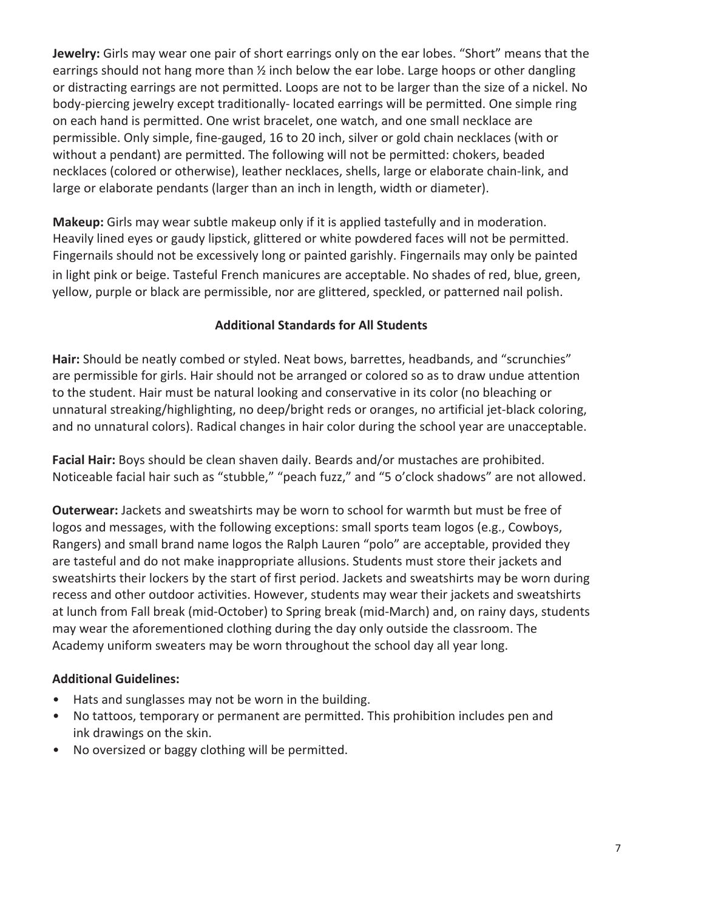**Jewelry:** Girls may wear one pair of short earrings only on the ear lobes. "Short" means that the earrings should not hang more than ½ inch below the ear lobe. Large hoops or other dangling or distracting earrings are not permitted. Loops are not to be larger than the size of a nickel. No body-piercing jewelry except traditionally- located earrings will be permitted. One simple ring on each hand is permitted. One wrist bracelet, one watch, and one small necklace are permissible. Only simple, fine-gauged, 16 to 20 inch, silver or gold chain necklaces (with or without a pendant) are permitted. The following will not be permitted: chokers, beaded necklaces (colored or otherwise), leather necklaces, shells, large or elaborate chain-link, and large or elaborate pendants (larger than an inch in length, width or diameter).

**Makeup:** Girls may wear subtle makeup only if it is applied tastefully and in moderation. Heavily lined eyes or gaudy lipstick, glittered or white powdered faces will not be permitted. Fingernails should not be excessively long or painted garishly. Fingernails may only be painted in light pink or beige. Tasteful French manicures are acceptable. No shades of red, blue, green, yellow, purple or black are permissible, nor are glittered, speckled, or patterned nail polish.

### Additional Standards for All Students

**Hair:** Should be neatly combed or styled. Neat bows, barrettes, headbands, and "scrunchies" are permissible for girls. Hair should not be arranged or colored so as to draw undue attention to the student. Hair must be natural looking and conservative in its color (no bleaching or unnatural streaking/highlighting, no deep/bright reds or oranges, no artificial jet-black coloring, and no unnatural colors). Radical changes in hair color during the school year are unacceptable.

**Facial Hair:** Boys should be clean shaven daily. Beards and/or mustaches are prohibited. Noticeable facial hair such as "stubble," "peach fuzz," and "5 o'clock shadows" are not allowed.

**Outerwear:** Jackets and sweatshirts may be worn to school for warmth but must be free of logos and messages, with the following exceptions: small sports team logos (e.g., Cowboys, Rangers) and small brand name logos the Ralph Lauren "polo" are acceptable, provided they are tasteful and do not make inappropriate allusions. Students must store their jackets and sweatshirts their lockers by the start of first period. Jackets and sweatshirts may be worn during recess and other outdoor activities. However, students may wear their jackets and sweatshirts at lunch from Fall break (mid-October) to Spring break (mid-March) and, on rainy days, students may wear the aforementioned clothing during the day only outside the classroom. The Academy uniform sweaters may be worn throughout the school day all year long.

**Additional Guidelines:**

- Hats and sunglasses may not be worn in the building.
- No tattoos, temporary or permanent are permitted. This prohibition includes pen and ink drawings on the skin.
- No oversized or baggy clothing will be permitted.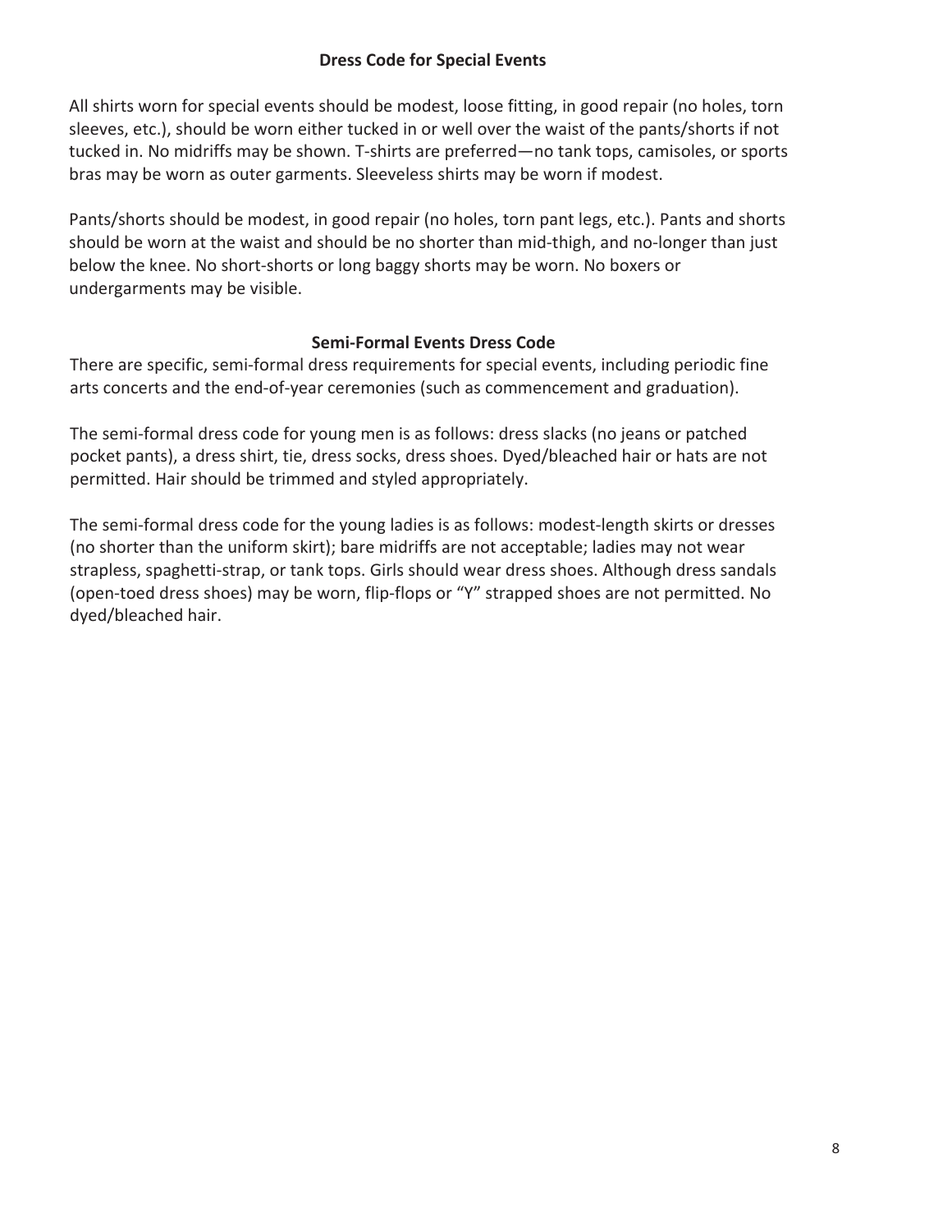## Dress Code for Special Events

All shirts worn for special events should be modest, loose fitting, in good repair (no holes, torn sleeves, etc.), should be worn either tucked in or well over the waist of the pants/shorts if not tucked in. No midriffs may be shown. T-shirts are preferred—no tank tops, camisoles, or sports bras may be worn as outer garments. Sleeveless shirts may be worn if modest.

Pants/shorts should be modest, in good repair (no holes, torn pant legs, etc.). Pants and shorts should be worn at the waist and should be no shorter than mid-thigh, and no-longer than just below the knee. No short-shorts or long baggy shorts may be worn. No boxers or undergarments may be visible.

## Semi-Formal Events Dress Code

There are specific, semi-formal dress requirements for special events, including periodic fine arts concerts and the end-of-year ceremonies (such as commencement and graduation).

The semi-formal dress code for young men is as follows: dress slacks (no jeans or patched pocket pants), a dress shirt, tie, dress socks, dress shoes. Dyed/bleached hair or hats are not permitted. Hair should be trimmed and styled appropriately.

The semi-formal dress code for the young ladies is as follows: modest-length skirts or dresses (no shorter than the uniform skirt); bare midriffs are not acceptable; ladies may not wear strapless, spaghetti-strap, or tank tops. Girls should wear dress shoes. Although dress sandals (open-toed dress shoes) may be worn, flip-flops or "Y" strapped shoes are not permitted. No dyed/bleached hair.